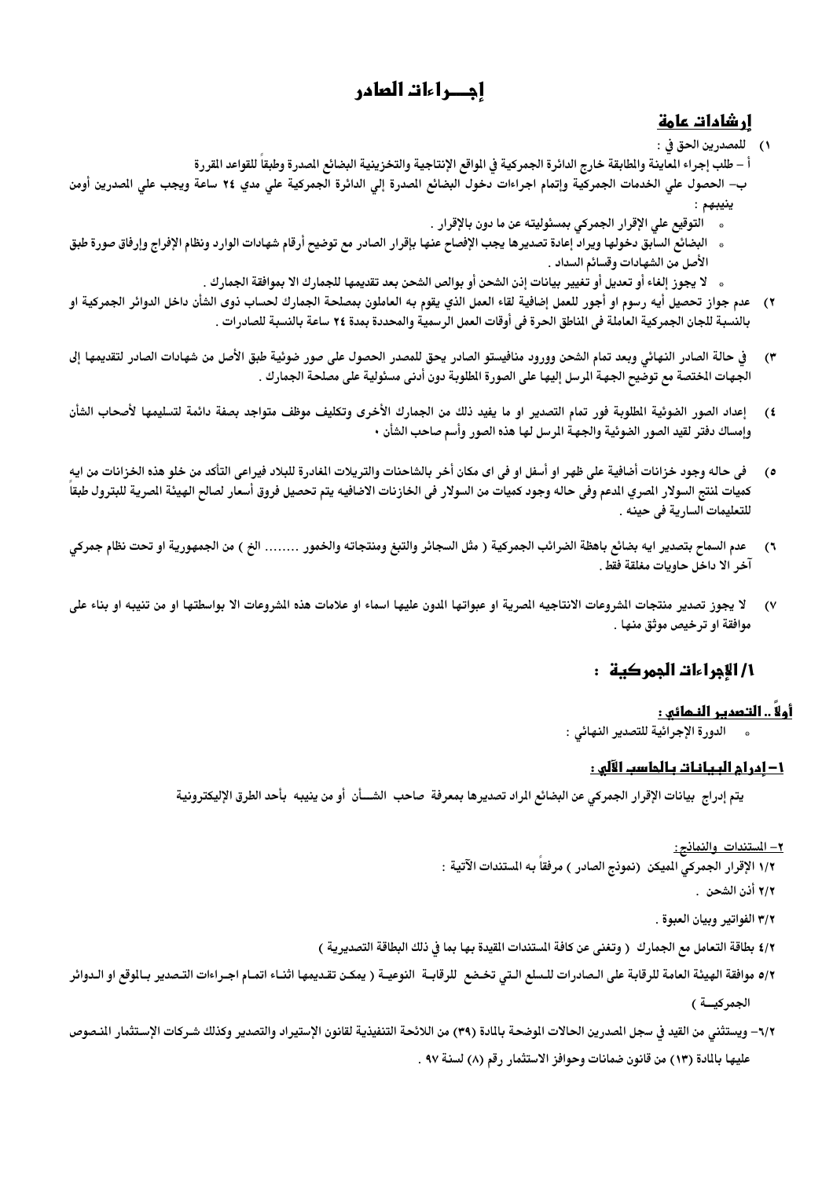# إجـــراءات الصادر

## إرشادات عامة

١) للمصدرين الحق في :

أ – طلب إجراء المعاينة والمطابقة خارج الدائرة الجمركية في المواقع الإنتاجية والتخزينية البضائع المصدرة وطبقاً للقواعد المقررة

ب– الحصول علي الخدمات الجمركية وإتمام اجراءات دخول البضائع المصدرة إلي الدائرة الجمركية علي مدي ٢٤ ساعة ويجب علي المصدرين أومن ينيبهم :

- التوقيع علي الإقرار الجمركي بمسئوليته عن ما دون بالإقرار .
- البضائع السابق دخولها ويراد إعادة تصديرها يجب الإفصاح عنها بإقرار الصادر مع توضيح أرقام شهادات الوارد ونظام الإفراج وإرفاق صورة طبق الأصل من الشهادات وقسائم السداد .
- لا يجوز إلغاء أو تعديل أو تغيير بيانات إذن الشحن أو بوالص الشحن بعد تقديمها للجمارك الا بموافقة الجمارك .

٢) عدم جواز تحصيل أيه رسوم او أجور للعمل إضافية لقاء العمل الذي يقوم به العاملون بمصلحة الجمارك لحساب ذوى الشأن داخل الدوائر الجمركية او بالنسبة للجان الجمركية العاملة فى المناطق الحرة فى أوقات العمل الرسمية والمحددة بمدة ٢٤ ساعة بالنسبة للصادرات .

٣) في حالة الصادر النهائي وبعد تمام الشحن وورود منافيستو الصادر يحق للمصدر الحصول على صور ضوئية طبق الأصل من شهادات الصادر لتقديمها إلى الجهات المختصة مع توضيح الجهة المرسل إليها على الصورة المطلوبة دون أدنى مسئولية على مصلحة الجمارك .

٤) إعداد الصور الضوئية المطلوبة فور تمام التصدير او ما يفيد ذلك من الجمارك الأخرى وتكليف موظف متواجد بصفة دائمة لتسليمها لأصحاب الشأن وإمساك دفتر لقيد الصور الضوئية والجهة المرسل لها هذه الصور وأسم صاحب الشأن ٠

٥) فى حاله وجود خزانات أضافية على ظهر او أسفل او فى اى مكان أخر بالشاحنات والتريلات المغادرة للبلاد فيراعى التأكد من خلو هذه الخزانات من ايه كميات لمنتج السولار المصري المدعم وفى حاله وجود كميات من السولار فى الخازنات الاضافيه يتم تحصيل فروق أسعار لصالح الهيئة المصرية للبترول طبقاً للتعليمات السارية فى حينه .

٦) عدم السماح بتصدير ايه بضائع باهظة الضرائب الجمركية ( مثل السجائر والتبغ ومنتجاته والخمور ........ الخ ) من الجمهورية او تحت نظام جمركي آخر الا داخل حاويات مغلقة فقط .

٧) لا يجوز تصدير منتجات المشروعات الانتاجيه المصرية او عبواتها المدون عليها اسماء او علامات هذه المشروعات الا بواسطتها او من تنيبه او بناء على موافقة او ترخيص موثق منها .

## ١/ الإجراءات الجمركية :

### أولاً .. التصدير النهائي :

- الدورة الإجرائية للتصدير النهائي :

### ١– إدراج البيانات بالحاسب الآلي :

يتم إدراج بيانات الإقرار الجمركي عن البضائع المراد تصديرها بمعرفة صاحب الشـــأن أو من ينيبه بأحد الطرق الإليكترونية

**٢– المستندات والنماذج:**

١/٢ الإقرار الجمركي الميكن (نموذج الصادر ) مرفقاً به المستندات الآتية :

٢/٢ أذن الشحن .

٣/٢ الفواتير وبيان العبوة .

٤/٢ بطاقة التعامل مع الجمارك ( وتغنى عن كافة المستندات المقيدة بها بما في ذلك البطاقة التصديرية )

٥/٢ موافقة الهيئة العامة للرقابة على الصادرات للسلع التي تخضع للرقابة النوعية ( يمكن تقديمها اثناء اتمام اجراءات التصدير بالموقع او الدوائر الجمركيـــة )

٦/٢– ويستثني من القيد في سجل المصدرين الحالات الموضحة بالمادة (٣٩) من اللائحة التنفيذية لقانون الإستيراد والتصدير وكذلك شركات الإستثمار المنصوص عليها بالمادة (١٣) من قانون ضمانات وحوافز الاستثمار رقم (٨) لسنة ٩٧ .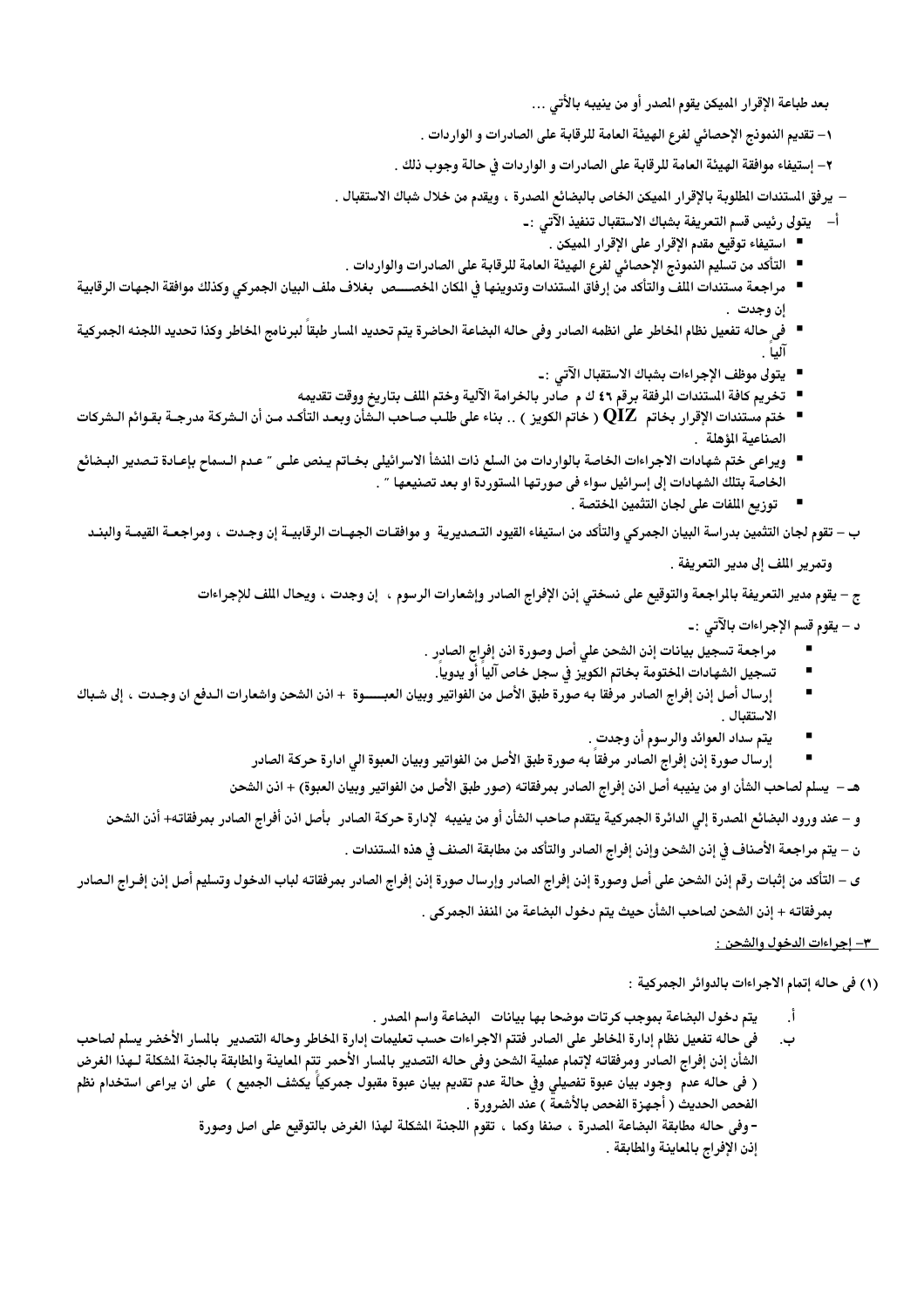بعد طباعة الإقرار الميكن يقوم المصدر أو من ينيبه بالأتي ...

١- تقديم النموذج الإحصائي لفرع الهيئة العامة للرقابة على الصادرات و الواردات .

٢- إستيفاء موافقة الهيئة العامة للرقابة على الصادرات و الواردات في حالة وجوب ذلك .

- يرفق المستندات المطلوبة بالإقرار الميكن الخاص بالبضائع المصدرة ، ويقدم من خلال شباك الاستقبال .

أ- يتولى رئيس قسم التعريفة بشباك الاستقبال تنفيذ الآتي :-

- استيفاء توقيع مقدم الإقرار على الإقرار الميكن .
- التأكد من تسليم النموذج الإحصائي لفرع الهيئة العامة للرقابة على الصادرات والواردات .
- مراجعة مستندات الملف والتأكد من إرفاق المستندات وتدوينها في المكان المخصـــص بغلاف ملف البيان الجمركي وكذلك موافقة الجهات الرقابية إن وجدت .
- في حاله تفعيل نظام المخاطر على انظمه الصادر وفى حاله البضاعة الحاضرة يتم تحديد المسار طبقاً لبرنامج المخاطر وكذا تحديد اللجنه الجمركية آلياً .
- يتولى موظف الإجراءات بشباك الاستقبال الآتي :-
- تخريم كافة المستندات المرفقة برقم ٤٦ ك م صادر بالخرامة الآلية وختم الملف بتاريخ ووقت تقديمه
- ختم مستندات الإقرار بخاتم QIZ ( خاتم الكويز ) .. بناء على طلب صاحب الشأن وبعد التأكد من أن الشركة مدرجة بقوائم الشركات الصناعية المؤهلة .
- ويراعى ختم شهادات الاجراءات الخاصة بالواردات من السلع ذات المنشأ الاسرائيلى بخاتم ينص على " عدم السماح بإعادة تصدير البضائع الخاصة بتلك الشهادات إلى إسرائيل سواء في صورتها المستوردة او بعد تصنيعها " .
- توزيع الملفات على لجان التثمين المختصة .

ب – تقوم لجان التثمين بدراسة البيان الجمركي والتأكد من استيفاء القيود التصديرية و موافقات الجهات الرقابية إن وجدت ، ومراجعة القيمة والبند وتمرير الملف إلى مدير التعريفة .

ج – يقوم مدير التعريفة بالمراجعة والتوقيع على نسختي إذن الإفراج الصادر وإشعارات الرسوم ، إن وجدت ، ويحال الملف للإجراءات

د – يقوم قسم الإجراءات بالآتي :-

- مراجعة تسجيل بيانات إذن الشحن علي أصل وصورة اذن إفراج الصادر .
- تسجيل الشهادات المختومة بخاتم الكويز في سجل خاص آلياً أو يدوياً.
- إرسال أصل إذن إفراج الصادر مرفقا به صورة طبق الأصل من الفواتير وبيان العبـــوة + اذن الشحن واشعارات الدفع ان وجدت ، إلى شباك الاستقبال .
- يتم سداد العوائد والرسوم أن وجدت .
- إرسال صورة إذن إفراج الصادر مرفقاً به صورة طبق الأصل من الفواتير وبيان العبوة الي ادارة حركة الصادر

هـ – يسلم لصاحب الشأن او من ينيبه أصل اذن إفراج الصادر بمرفقاته (صور طبق الأصل من الفواتير وبيان العبوة) + اذن الشحن

و – عند ورود البضائع المصدرة إلي الدائرة الجمركية يتقدم صاحب الشأن أو من ينيبه لإدارة حركة الصادر بأصل اذن أفراج الصادر بمرفقاته+ أذن الشحن

ن – يتم مراجعة الأصناف في إذن الشحن وإذن إفراج الصادر والتأكد من مطابقة الصنف في هذه المستندات .

ى – التأكد من إثبات رقم إذن الشحن على أصل وصورة إذن إفراج الصادر وإرسال صورة إذن إفراج الصادر بمرفقاته لباب الدخول وتسليم أصل إذن إفراج الصادر بمرفقاته + إذن الشحن لصاحب الشأن حيث يتم دخول البضاعة من المنفذ الجمركى .

## ٣- إجراءات الدخول والشحن :

(١) فى حاله إتمام الاجراءات بالدوائر الجمركية :

أ. يتم دخول البضاعة بموجب كرتات موضحا بها بيانات البضاعة واسم المصدر .

ب. في حاله تفعيل نظام إدارة المخاطر على الصادر فتتم الاجراءات حسب تعليمات إدارة المخاطر وحاله التصدير بالمسار الأخضر يسلم لصاحب الشأن إذن إفراج الصادر ومرفقاته لإتمام عملية الشحن وفى حاله التصدير بالمسار الأحمر تتم المعاينة والمطابقة بالجنة المشكلة لهذا الغرض ( فى حاله عدم وجود بيان عبوة تفصيلي وفي حالة عدم تقديم بيان عبوة مقبول جمركياً يكشف الجميع ) على ان يراعى استخدام نظم الفحص الحديث ( أجهزة الفحص بالأشعة ) عند الضرورة .

- وفي حاله مطابقة البضاعة المصدرة ، صنفا وكما ، تقوم اللجنة المشكلة لهذا الغرض بالتوقيع على اصل وصورة إذن الإفراج بالمعاينة والمطابقة .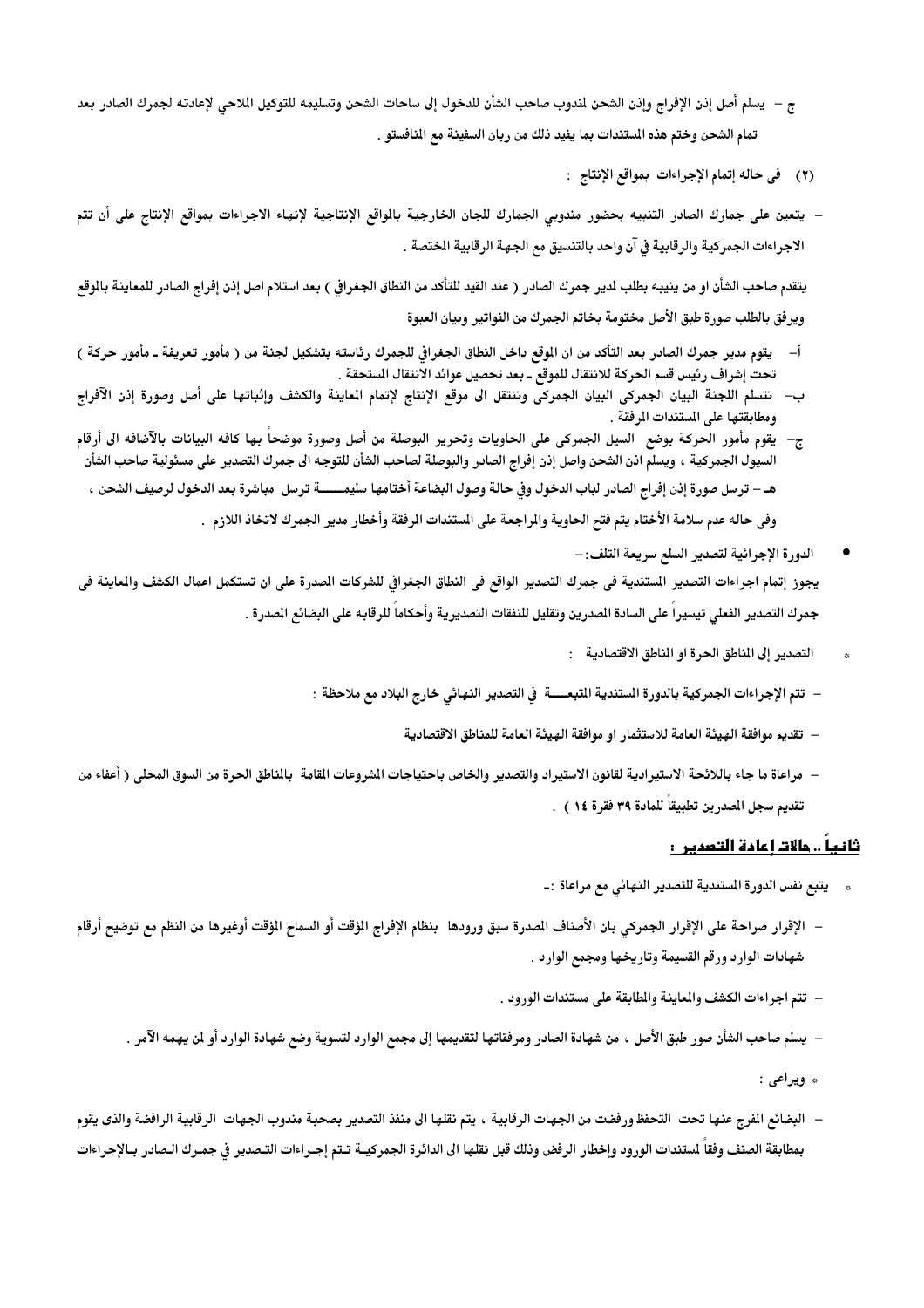ج – يسلم أصل إذن الإفراج وإذن الشحن لمندوب صاحب الشأن للدخول إلى ساحات الشحن وتسليمه للتوكيل الملاحي لإعادته لجمرك الصادر بعد تمام الشحن وختم هذه المستندات بما يفيد ذلك من ربان السفينة مع المنافستو .

(٢) فى حاله إتمام الإجراءات بمواقع الإنتاج :

– يتعين على جمارك الصادر التنبيه بحضور مندوبي الجمارك للجان الخارجية بالمواقع الإنتاجية لإنهاء الاجراءات بمواقع الإنتاج على أن تتم الاجراءات الجمركية والرقابية في آن واحد بالتنسيق مع الجهة الرقابية المختصة .

يتقدم صاحب الشأن او من ينيبه بطلب لمدير جمرك الصادر ( عند القيد للتأكد من النطاق الجغرافي ) بعد استلام اصل إذن إفراج الصادر للمعاينة بالموقع ويرفق بالطلب صورة طبق الأصل مختومة بخاتم الجمرك من الفواتير وبيان العبوة

أ- يقوم مدير جمرك الصادر بعد التأكد من ان الموقع داخل النطاق الجغرافي للجمرك رئاسته بتشكيل لجنة من ( مأمور تعريفة - مأمور حركة ) تحت إشراف رئيس قسم الحركة للانتقال للموقع - بعد تحصيل عوائد الانتقال المستحقة .

ب- تتسلم اللجنة البيان الجمركي البيان الجمركي وتنتقل الى موقع الإنتاج لإتمام المعاينة والكشف وإثباتها على أصل وصورة إذن الآفراج ومطابقتها على المستندات المرفقة .

ج- يقوم مأمور الحركة بوضع السيل الجمركى على الحاويات وتحرير البوصلة من أصل وصورة موضحاً بها كافه البيانات بالآضافه الى أرقام السيول الجمركية ، ويسلم اذن الشحن واصل إذن إفراج الصادر والبوصلة لصاحب الشأن للتوجه الى جمرك التصدير على مسئولية صاحب الشأن

هـ – ترسل صورة إذن إفراج الصادر لباب الدخول وفي حالة وصول البضاعة أختامها سليمـــــة ترسل مباشرة بعد الدخول لرصيف الشحن ، وفى حاله عدم سلامة الأختام يتم فتح الحاوية والمراجعة على المستندات المرفقة وأخطار مدير الجمرك لاتخاذ اللازم .

- الدورة الإجرائية لتصدير السلع سريعة التلف:-

يجوز إتمام اجراءات التصدير المستندية فى جمرك التصدير الواقع فى النطاق الجغرافي للشركات المصدرة على ان تستكمل اعمال الكشف والمعاينة فى جمرك التصدير الفعلي تيسيراً على السادة المصدرين وتقليل للنفقات التصديرية وأحكاماً للرقابه على البضائع المصدرة .

- التصدير إلى المناطق الحرة او المناطق الاقتصادية :

– تتم الإجراءات الجمركية بالدورة المستندية المتبعـــــة في التصدير النهائي خارج البلاد مع ملاحظة :

– تقديم موافقة الهيئة العامة للاستثمار او موافقة الهيئة العامة للمناطق الاقتصادية

– مراعاة ما جاء باللائحة الاستيرادية لقانون الاستيراد والتصدير والخاص باحتياجات المشروعات المقامة بالمناطق الحرة من السوق المحلى ( أعفاء من تقديم سجل المصدرين تطبيقاً للمادة ٣٩ فقرة ١٤ ) .

## ثانياً .. حالات إعادة التصدير :

- يتبع نفس الدورة المستندية للتصدير النهائي مع مراعاة :-

– الإقرار صراحة على الإقرار الجمركي بان الأصناف المصدرة سبق ورودها بنظام الإفراج المؤقت أو السماح المؤقت أوغيرها من النظم مع توضيح أرقام شهادات الوارد ورقم القسيمة وتاريخها ومجمع الوارد .

– تتم اجراءات الكشف والمعاينة والمطابقة على مستندات الورود .

– يسلم صاحب الشأن صور طبق الأصل ، من شهادة الصادر ومرفقاتها لتقديمها إلى مجمع الوارد لتسوية وضع شهادة الوارد أو لمن يهمه الآمر .

- ويراعى :

– البضائع المفرج عنها تحت التحفظ ورفضت من الجهات الرقابية ، يتم نقلها الى منفذ التصدير بصحبة مندوب الجهات الرقابية الرافضة والذى يقوم بمطابقة الصنف وفقاً لمستندات الورود وإخطار الرفض وذلك قبل نقلها الى الدائرة الجمركية تتم إجراءات التصدير في جمرك الصادر بالإجراءات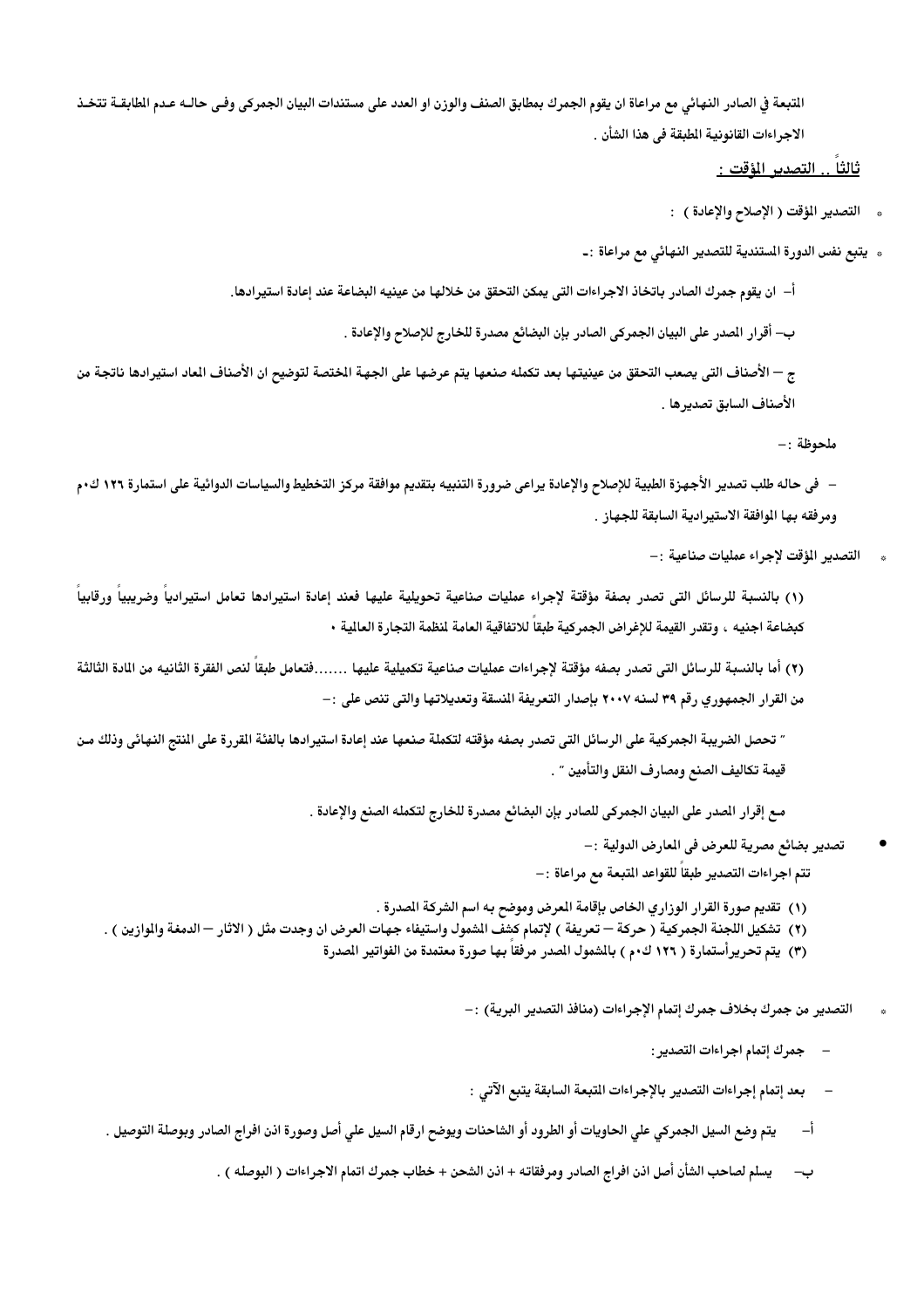المتبعة في الصادر النهائي مع مراعاة ان يقوم الجمرك بمطابق الصنف والوزن او العدد على مستندات البيان الجمركى وفى حالـه عـدم المطابقـة تتخـذ الاجراءات القانونية المطبقة فى هذا الشأن .

## ثالثاً .. التصدير المؤقت :

- التصدير المؤقت ( الإصلاح والإعادة ) :
- يتبع نفس الدورة المستندية للتصدير النهائي مع مراعاة :-

أ- ان يقوم جمرك الصادر باتخاذ الاجراءات التى يمكن التحقق من خلالها من عينيه البضاعة عند إعادة استيرادها.

ب- أقرار المصدر على البيان الجمركى الصادر بإن البضائع مصدرة للخارج للإصلاح والإعادة .

ج – الأصناف التى يصعب التحقق من عينيتها بعد تكمله صنعها يتم عرضها على الجهة المختصة لتوضيح ان الأصناف المعاد استيرادها ناتجة من الأصناف السابق تصديرها .

ملحوظة :-

– فى حاله طلب تصدير الأجهزة الطبية للإصلاح والإعادة يراعى ضرورة التنبيه بتقديم موافقة مركز التخطيط والسياسات الدوائية على استمارة ١٢٦ ك٠م ومرفقه بها الموافقة الاستيرادية السابقة للجهاز .

- التصدير المؤقت لإجراء عمليات صناعية :-

(١) بالنسبة للرسائل التى تصدر بصفة مؤقتة لإجراء عمليات صناعية تحويلية عليها فعند إعادة استيرادها تعامل استيرادياً وضريبياً ورقابياً كبضاعة اجنبيه ، وتقدر القيمة للإغراض الجمركية طبقاً للاتفاقية العامة لمنظمة التجارة العالمية ٠

(٢) أما بالنسبة للرسائل التى تصدر بصفه مؤقتة لإجراءات عمليات صناعية تكميلية عليها .......فتعامل طبقاً لنص الفقرة الثانيه من المادة الثالثة من القرار الجمهوري رقم ٣٩ لسنه ٢٠٠٧ بإصدار التعريفة المنسقة وتعديلاتها والتى تنص على :-

" تحصل الضريبة الجمركية على الرسائل التى تصدر بصفه مؤقته لتكملة صنعها عند إعادة استيرادها بالفئة المقررة على المنتج النهائى وذلك مـن قيمة تكاليف الصنع ومصارف النقل والتأمين " .

مـع إقرار المصدر على البيان الجمركى للصادر بإن البضائع مصدرة للخارج لتكمله الصنع والإعادة .

- تصدير بضائع مصرية للعرض فى المعارض الدولية :-

تتم اجراءات التصدير طبقاً للقواعد المتبعة مع مراعاة :-

(١) تقديم صورة القرار الوزاري الخاص بإقامة المعرض وموضح به اسم الشركة المصدرة .
(٢) تشكيل اللجنة الجمركية ( حركة – تعريفة ) لإتمام كشف المشمول واستيفاء جهات العرض ان وجدت مثل ( الاثار – الدمغة والموازين ) .
(٣) يتم تحريرأستمارة ( ١٢٦ ك٠م ) بالمشمول المصدر مرفقاً بها صورة معتمدة من الفواتير المصدرة

- التصدير من جمرك بخلاف جمرك إتمام الإجراءات (منافذ التصدير البرية) :-

– جمرك إتمام اجراءات التصدير:

– بعد إتمام إجراءات التصدير بالإجراءات المتبعة السابقة يتبع الآتي :

أ- يتم وضع السيل الجمركي علي الحاويات أو الطرود أو الشاحنات ويوضح ارقام السيل علي أصل وصورة اذن افراج الصادر وبوصلة التوصيل .

ب- يسلم لصاحب الشأن أصل اذن افراج الصادر ومرفقاته + اذن الشحن + خطاب جمرك اتمام الاجراءات ( البوصله ) .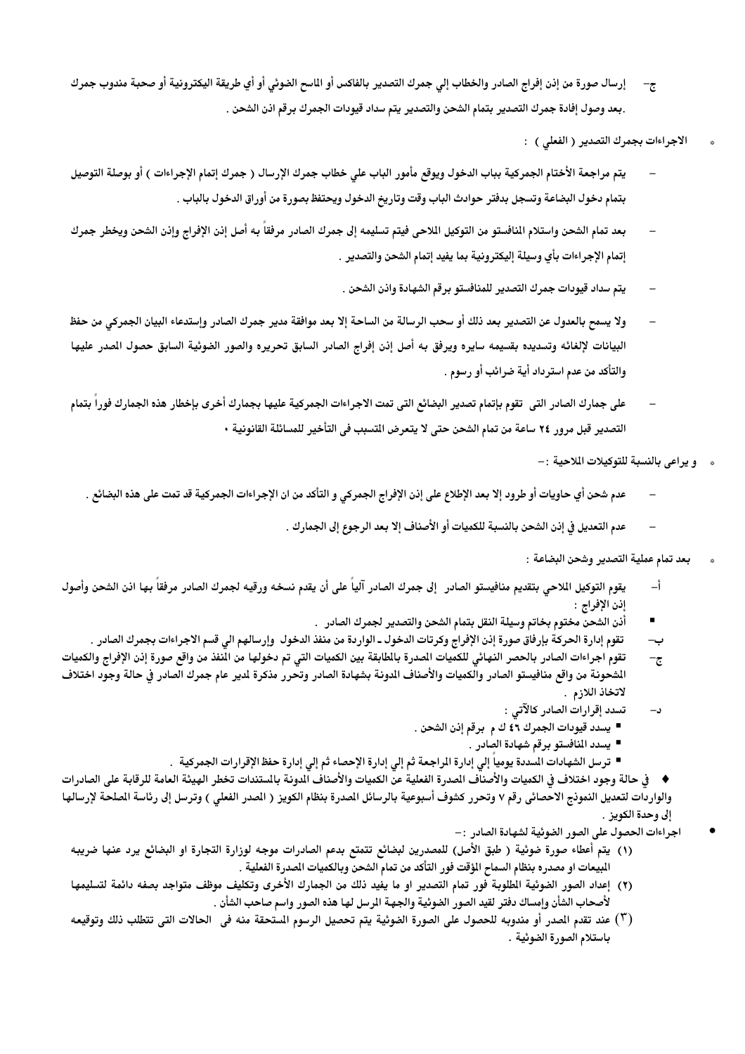ج- إرسال صورة من إذن إفراج الصادر والخطاب إلي جمرك التصدير بالفاكس أو الماسح الضوئي أو أي طريقة اليكترونية أو صحبة مندوب جمرك .بعد وصول إفادة جمرك التصدير بتمام الشحن والتصدير يتم سداد قيودات الجمرك برقم اذن الشحن .

* الاجراءات بجمرك التصدير ( الفعلي ) :

- يتم مراجعة الأختام الجمركية بباب الدخول ويوقع مأمور الباب علي خطاب جمرك الإرسال ( جمرك إتمام الإجراءات ) أو بوصلة التوصيل بتمام دخول البضاعة وتسجل بدفتر حوادث الباب وقت وتاريخ الدخول ويحتفظ بصورة من أوراق الدخول بالباب .
- بعد تمام الشحن واستلام المانفستو من التوكيل الملاحى فيتم تسليمه إلى جمرك الصادر مرفقاً به أصل إذن الإفراج وإذن الشحن ويخطر جمرك إتمام الإجراءات بأي وسيلة إليكترونية بما يفيد إتمام الشحن والتصدير .
- يتم سداد قيودات جمرك التصدير للمانفستو برقم الشهادة واذن الشحن .
- ولا يسمح بالعدول عن التصدير بعد ذلك أو سحب الرسالة من الساحة إلا بعد موافقة مدير جمرك الصادر وإستدعاء البيان الجمركي من حفظ البيانات لإلغائه وتسديده بقسيمه سايره ويرفق به أصل إذن إفراج الصادر السابق تحريره والصور الضوئية السابق حصول المصدر عليها والتأكد من عدم استرداد أية ضرائب أو رسوم .
- على جمارك الصادر التى تقوم بإتمام تصدير البضائع التى تمت الاجراءات الجمركية عليها بجمارك أخرى بإخطار هذه الجمارك فوراً بتمام التصدير قبل مرور ٢٤ ساعة من تمام الشحن حتى لا يتعرض المتسبب فى التأخير للمسائلة القانونية ٠

* و يراعى بالنسبة للتوكيلات الملاحية :-

- عدم شحن أي حاويات أو طرود إلا بعد الإطلاع على إذن الإفراج الجمركي و التأكد من ان الإجراءات الجمركية قد تمت على هذه البضائع .
- عدم التعديل في إذن الشحن بالنسبة للكميات أو الأصناف إلا بعد الرجوع إلى الجمارك .

* بعد تمام عملية التصدير وشحن البضاعة :

أ- يقوم التوكيل الملاحي بتقديم منافيستو الصادر إلى جمرك الصادر آلياً على أن يقدم نسخه ورقيه لجمرك الصادر مرفقاً بها اذن الشحن وأصول إذن الإفراج :
  - أذن الشحن مختوم بخاتم وسيلة النقل بتمام الشحن والتصدير لجمرك الصادر .

ب- تقوم إدارة الحركة بإرفاق صورة إذن الإفراج وكرتات الدخول ـ الواردة من منفذ الدخول وإرسالهم الي قسم الاجراءات بجمرك الصادر .

ج- تقوم اجراءات الصادر بالحصر النهائي للكميات المصدرة بالمطابقة بين الكميات التي تم دخولها من المنفذ من واقع صورة إذن الإفراج والكميات المشحونة من واقع منافيستو الصادر والكميات والأصناف المدونة بشهادة الصادر وتحرر مذكرة لمدير عام جمرك الصادر في حالة وجود اختلاف لاتخاذ اللازم .

د- تسدد إقرارات الصادر كالآتي :
  - يسدد قيودات الجمرك ٤٦ ك م برقم إذن الشحن .
  - يسدد المانفستو برقم شهادة الصادر .
  - ترسل الشهادات المسددة يومياً إلي إدارة المراجعة ثم إلي إدارة الإحصاء ثم إلي إدارة حفظ الإقرارات الجمركية .

◆ في حالة وجود اختلاف في الكميات والأصناف المصدرة الفعلية عن الكميات والأصناف المدونة بالمستندات تخطر الهيئة العامة للرقابة على الصادرات والواردات لتعديل النموذج الاحصائى رقم ٧ وتحرر كشوف أسبوعية بالرسائل المصدرة بنظام الكويز ( المصدر الفعلي ) وترسل إلى رئاسة المصلحة لإرسالها إلى وحدة الكويز .

- اجراءات الحصول على الصور الضوئية لشهادة الصادر :-

(١) يتم أعطاء صورة ضوئية ( طبق الأصل) للمصدرين لبضائع تتمتع بدعم الصادرات موجه لوزارة التجارة او البضائع يرد عنها ضريبه المبيعات او مصدره بنظام السماح المؤقت فور التأكد من تمام الشحن وبالكميات المصدرة الفعلية .

(٢) إعداد الصور الضوئية المطلوبة فور تمام التصدير او ما يفيد ذلك من الجمارك الأخرى وتكليف موظف متواجد بصفه دائمة لتسليمها لأصحاب الشأن وإمساك دفتر لقيد الصور الضوئية والجهة المرسل لها هذه الصور واسم صاحب الشأن .

(٣) عند تقدم المصدر أو مندوبه للحصول على الصورة الضوئية يتم تحصيل الرسوم المستحقة منه فى الحالات التى تتطلب ذلك وتوقيعه باستلام الصورة الضوئية .